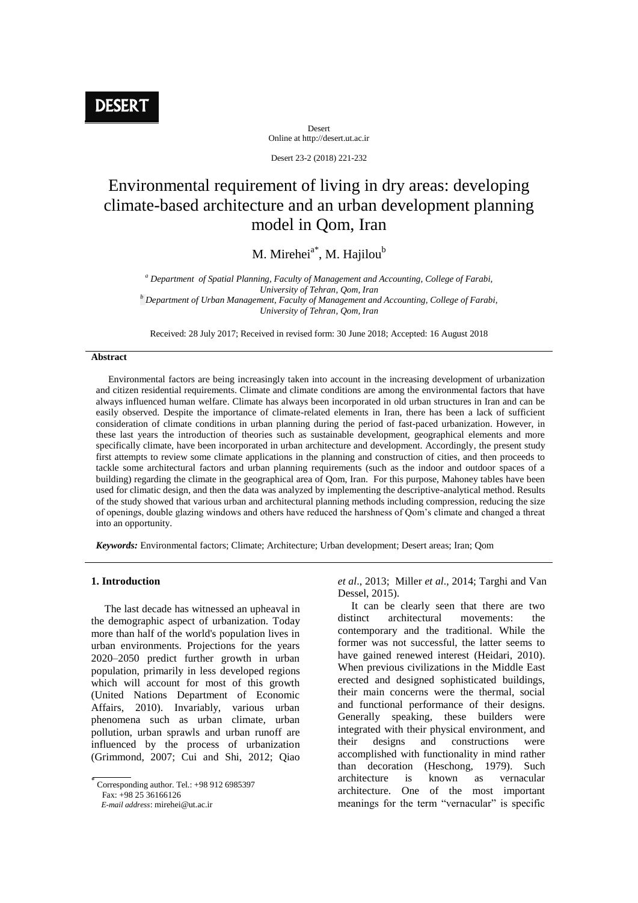DESERT

Desert
Online at http://desert.ut.ac.ir

Desert 23-2 (2018) 221-232

# Environmental requirement of living in dry areas: developing climate-based architecture and an urban development planning model in Qom, Iran

M. Mirehei[a*], M. Hajilou[b]

[a] *Department of Spatial Planning, Faculty of Management and Accounting, College of Farabi, University of Tehran, Qom, Iran*
[b] *Department of Urban Management, Faculty of Management and Accounting, College of Farabi, University of Tehran, Qom, Iran*

Received: 28 July 2017; Received in revised form: 30 June 2018; Accepted: 16 August 2018

## Abstract

Environmental factors are being increasingly taken into account in the increasing development of urbanization and citizen residential requirements. Climate and climate conditions are among the environmental factors that have always influenced human welfare. Climate has always been incorporated in old urban structures in Iran and can be easily observed. Despite the importance of climate-related elements in Iran, there has been a lack of sufficient consideration of climate conditions in urban planning during the period of fast-paced urbanization. However, in these last years the introduction of theories such as sustainable development, geographical elements and more specifically climate, have been incorporated in urban architecture and development. Accordingly, the present study first attempts to review some climate applications in the planning and construction of cities, and then proceeds to tackle some architectural factors and urban planning requirements (such as the indoor and outdoor spaces of a building) regarding the climate in the geographical area of Qom, Iran. For this purpose, Mahoney tables have been used for climatic design, and then the data was analyzed by implementing the descriptive-analytical method. Results of the study showed that various urban and architectural planning methods including compression, reducing the size of openings, double glazing windows and others have reduced the harshness of Qom's climate and changed a threat into an opportunity.

***Keywords:*** Environmental factors; Climate; Architecture; Urban development; Desert areas; Iran; Qom

## 1. Introduction

The last decade has witnessed an upheaval in the demographic aspect of urbanization. Today more than half of the world's population lives in urban environments. Projections for the years 2020–2050 predict further growth in urban population, primarily in less developed regions which will account for most of this growth (United Nations Department of Economic Affairs, 2010). Invariably, various urban phenomena such as urban climate, urban pollution, urban sprawls and urban runoff are influenced by the process of urbanization (Grimmond, 2007; Cui and Shi, 2012; Qiao *et al*., 2013; Miller *et al*., 2014; Targhi and Van Dessel, 2015).

It can be clearly seen that there are two distinct architectural movements: the contemporary and the traditional. While the former was not successful, the latter seems to have gained renewed interest (Heidari, 2010). When previous civilizations in the Middle East erected and designed sophisticated buildings, their main concerns were the thermal, social and functional performance of their designs. Generally speaking, these builders were integrated with their physical environment, and their designs and constructions were accomplished with functionality in mind rather than decoration (Heschong, 1979). Such architecture is known as vernacular architecture. One of the most important meanings for the term "vernacular" is specific

* Corresponding author. Tel.: +98 912 6985397
Fax: +98 25 36166126
*E-mail address*: mirehei@ut.ac.ir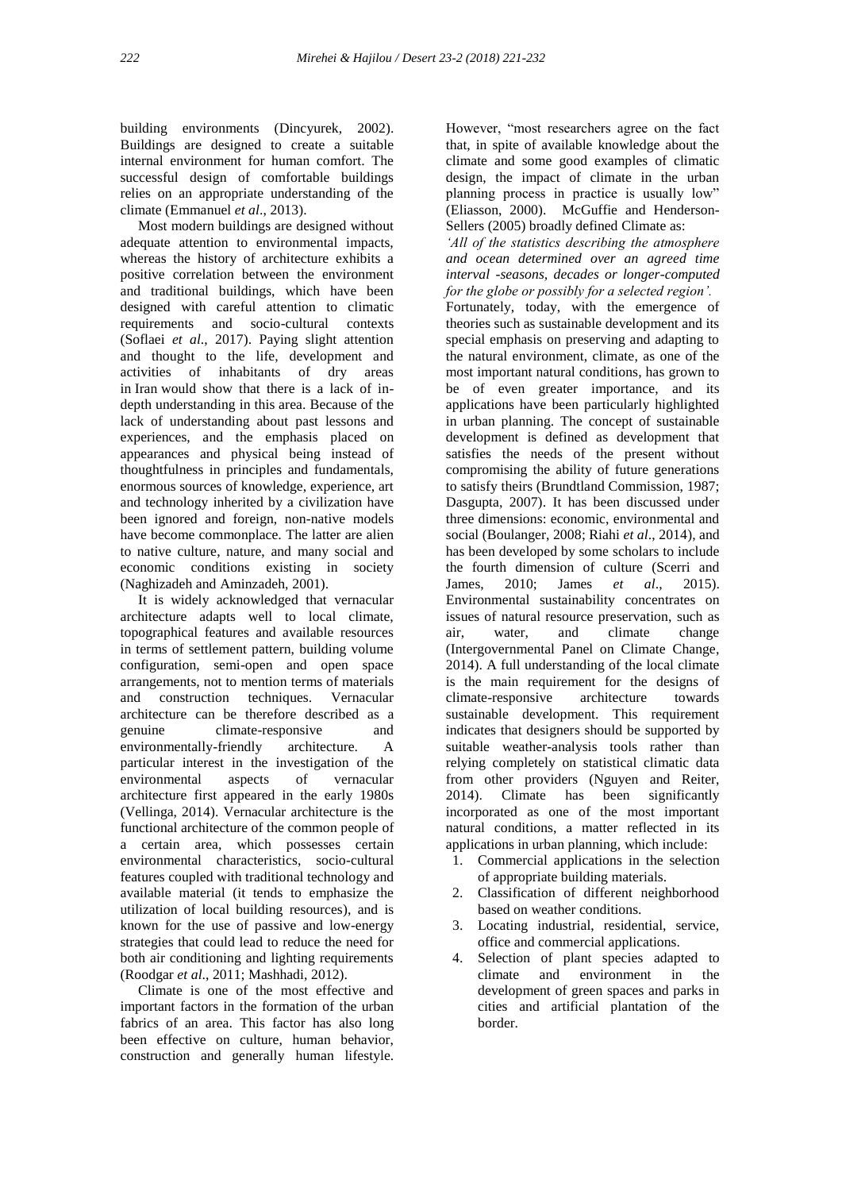building environments (Dincyurek, 2002). Buildings are designed to create a suitable internal environment for human comfort. The successful design of comfortable buildings relies on an appropriate understanding of the climate (Emmanuel *et al*., 2013).

Most modern buildings are designed without adequate attention to environmental impacts, whereas the history of architecture exhibits a positive correlation between the environment and traditional buildings, which have been designed with careful attention to climatic requirements and socio-cultural contexts (Soflaei *et al*., 2017). Paying slight attention and thought to the life, development and activities of inhabitants of dry areas in Iran would show that there is a lack of in-depth understanding in this area. Because of the lack of understanding about past lessons and experiences, and the emphasis placed on appearances and physical being instead of thoughtfulness in principles and fundamentals, enormous sources of knowledge, experience, art and technology inherited by a civilization have been ignored and foreign, non-native models have become commonplace. The latter are alien to native culture, nature, and many social and economic conditions existing in society (Naghizadeh and Aminzadeh, 2001).

It is widely acknowledged that vernacular architecture adapts well to local climate, topographical features and available resources in terms of settlement pattern, building volume configuration, semi-open and open space arrangements, not to mention terms of materials and construction techniques. Vernacular architecture can be therefore described as a genuine climate-responsive and environmentally-friendly architecture. A particular interest in the investigation of the environmental aspects of vernacular architecture first appeared in the early 1980s (Vellinga, 2014). Vernacular architecture is the functional architecture of the common people of a certain area, which possesses certain environmental characteristics, socio-cultural features coupled with traditional technology and available material (it tends to emphasize the utilization of local building resources), and is known for the use of passive and low-energy strategies that could lead to reduce the need for both air conditioning and lighting requirements (Roodgar *et al*., 2011; Mashhadi, 2012).

Climate is one of the most effective and important factors in the formation of the urban fabrics of an area. This factor has also long been effective on culture, human behavior, construction and generally human lifestyle. However, "most researchers agree on the fact that, in spite of available knowledge about the climate and some good examples of climatic design, the impact of climate in the urban planning process in practice is usually low" (Eliasson, 2000). McGuffie and Henderson-Sellers (2005) broadly defined Climate as:

*'All of the statistics describing the atmosphere and ocean determined over an agreed time interval -seasons, decades or longer-computed for the globe or possibly for a selected region'.*

Fortunately, today, with the emergence of theories such as sustainable development and its special emphasis on preserving and adapting to the natural environment, climate, as one of the most important natural conditions, has grown to be of even greater importance, and its applications have been particularly highlighted in urban planning. The concept of sustainable development is defined as development that satisfies the needs of the present without compromising the ability of future generations to satisfy theirs (Brundtland Commission, 1987; Dasgupta, 2007). It has been discussed under three dimensions: economic, environmental and social (Boulanger, 2008; Riahi *et al*., 2014), and has been developed by some scholars to include the fourth dimension of culture (Scerri and James, 2010; James *et al*., 2015). Environmental sustainability concentrates on issues of natural resource preservation, such as air, water, and climate change (Intergovernmental Panel on Climate Change, 2014). A full understanding of the local climate is the main requirement for the designs of climate-responsive architecture towards sustainable development. This requirement indicates that designers should be supported by suitable weather-analysis tools rather than relying completely on statistical climatic data from other providers (Nguyen and Reiter, 2014). Climate has been significantly incorporated as one of the most important natural conditions, a matter reflected in its applications in urban planning, which include:

1. Commercial applications in the selection of appropriate building materials.
2. Classification of different neighborhood based on weather conditions.
3. Locating industrial, residential, service, office and commercial applications.
4. Selection of plant species adapted to climate and environment in the development of green spaces and parks in cities and artificial plantation of the border.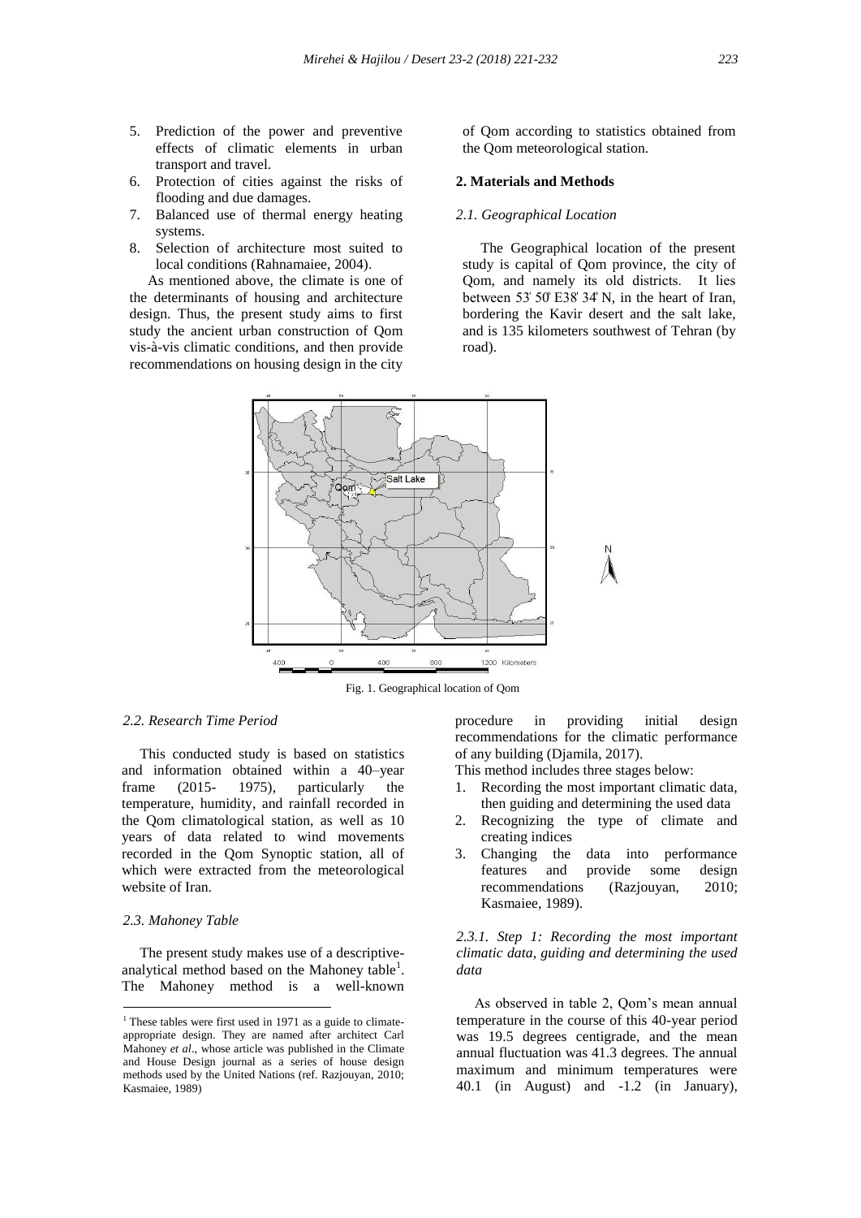5. Prediction of the power and preventive effects of climatic elements in urban transport and travel.
6. Protection of cities against the risks of flooding and due damages.
7. Balanced use of thermal energy heating systems.
8. Selection of architecture most suited to local conditions (Rahnamaiee, 2004).

As mentioned above, the climate is one of the determinants of housing and architecture design. Thus, the present study aims to first study the ancient urban construction of Qom vis-à-vis climatic conditions, and then provide recommendations on housing design in the city of Qom according to statistics obtained from the Qom meteorological station.

## 2. Materials and Methods

### *2.1. Geographical Location*

The Geographical location of the present study is capital of Qom province, the city of Qom, and namely its old districts. It lies between 53' 50' E38' 34' N, in the heart of Iran, bordering the Kavir desert and the salt lake, and is 135 kilometers southwest of Tehran (by road).

Fig. 1. Geographical location of Qom

### *2.2. Research Time Period*

This conducted study is based on statistics and information obtained within a 40–year frame (2015- 1975), particularly the temperature, humidity, and rainfall recorded in the Qom climatological station, as well as 10 years of data related to wind movements recorded in the Qom Synoptic station, all of which were extracted from the meteorological website of Iran.

### *2.3. Mahoney Table*

The present study makes use of a descriptive-analytical method based on the Mahoney table[1]. The Mahoney method is a well-known procedure in providing initial design recommendations for the climatic performance of any building (Djamila, 2017).

This method includes three stages below:

1. Recording the most important climatic data, then guiding and determining the used data
2. Recognizing the type of climate and creating indices
3. Changing the data into performance features and provide some design recommendations (Razjouyan, 2010; Kasmaiee, 1989).

#### *2.3.1. Step 1: Recording the most important climatic data, guiding and determining the used data*

As observed in table 2, Qom's mean annual temperature in the course of this 40-year period was 19.5 degrees centigrade, and the mean annual fluctuation was 41.3 degrees. The annual maximum and minimum temperatures were 40.1 (in August) and -1.2 (in January),

[1] These tables were first used in 1971 as a guide to climate-appropriate design. They are named after architect Carl Mahoney *et al*., whose article was published in the Climate and House Design journal as a series of house design methods used by the United Nations (ref. Razjouyan, 2010; Kasmaiee, 1989)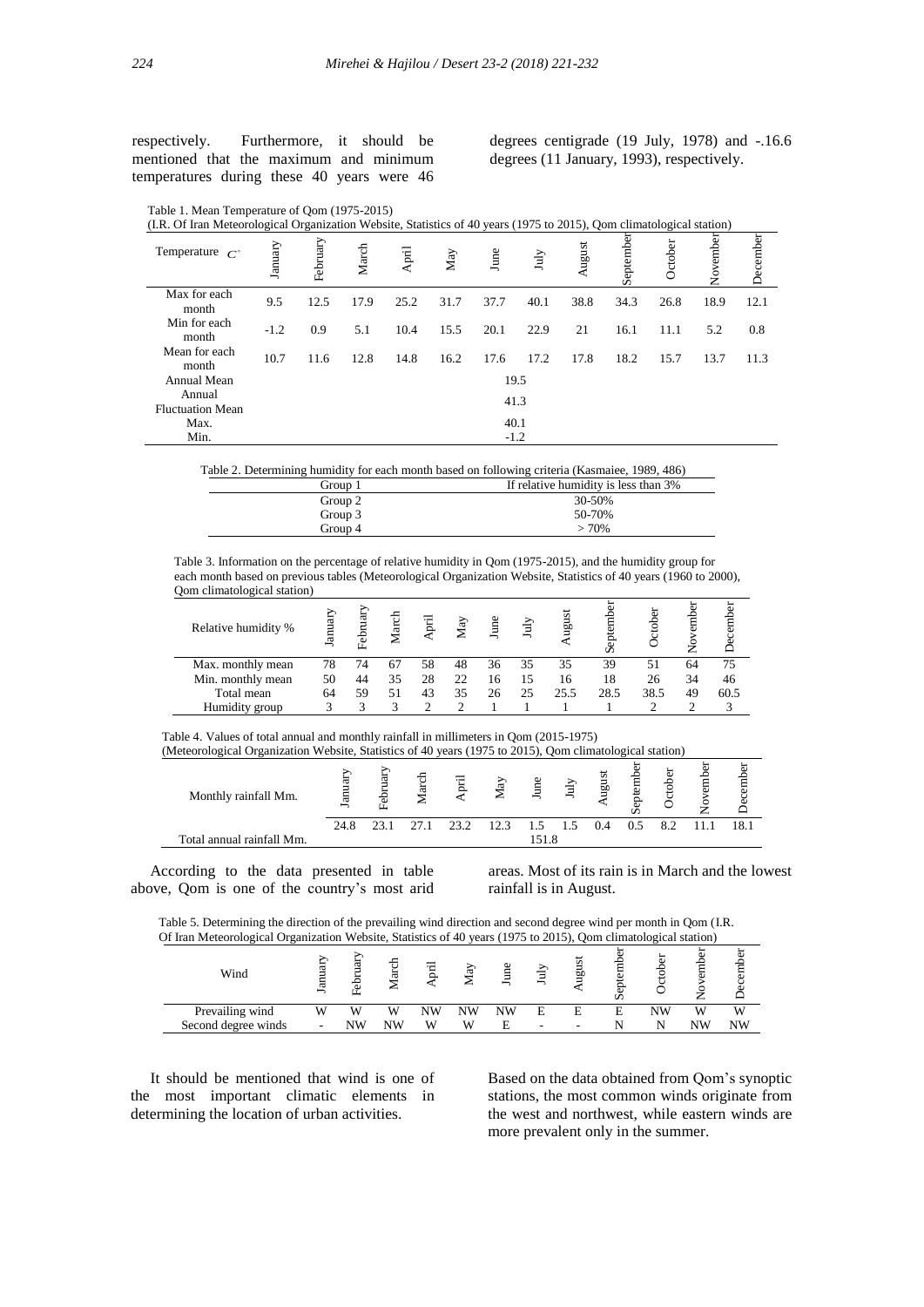respectively. Furthermore, it should be mentioned that the maximum and minimum temperatures during these 40 years were 46 degrees centigrade (19 July, 1978) and -.16.6 degrees (11 January, 1993), respectively.

Table 1. Mean Temperature of Qom (1975-2015)
(I.R. Of Iran Meteorological Organization Website, Statistics of 40 years (1975 to 2015), Qom climatological station)

| Temperature $C^{\circ}$ | January | February | March | April | May | June | July | August | September | October | November | December |
|---|---|---|---|---|---|---|---|---|---|---|---|---|
| Max for each month | 9.5 | 12.5 | 17.9 | 25.2 | 31.7 | 37.7 | 40.1 | 38.8 | 34.3 | 26.8 | 18.9 | 12.1 |
| Min for each month | -1.2 | 0.9 | 5.1 | 10.4 | 15.5 | 20.1 | 22.9 | 21 | 16.1 | 11.1 | 5.2 | 0.8 |
| Mean for each month | 10.7 | 11.6 | 12.8 | 14.8 | 16.2 | 17.6 | 17.2 | 17.8 | 18.2 | 15.7 | 13.7 | 11.3 |
| Annual Mean | 19.5 | | | | | | | | | | | |
| Annual Fluctuation Mean | 41.3 | | | | | | | | | | | |
| Max. | 40.1 | | | | | | | | | | | |
| Min. | -1.2 | | | | | | | | | | | |

Table 2. Determining humidity for each month based on following criteria (Kasmaiee, 1989, 486)

| Group 1 | If relative humidity is less than 3% |
|---|---|
| Group 2 | 30-50% |
| Group 3 | 50-70% |
| Group 4 | > 70% |

Table 3. Information on the percentage of relative humidity in Qom (1975-2015), and the humidity group for each month based on previous tables (Meteorological Organization Website, Statistics of 40 years (1960 to 2000), Qom climatological station)

| Relative humidity % | January | February | March | April | May | June | July | August | September | October | November | December |
|---|---|---|---|---|---|---|---|---|---|---|---|---|
| Max. monthly mean | 78 | 74 | 67 | 58 | 48 | 36 | 35 | 35 | 39 | 51 | 64 | 75 |
| Min. monthly mean | 50 | 44 | 35 | 28 | 22 | 16 | 15 | 16 | 18 | 26 | 34 | 46 |
| Total mean | 64 | 59 | 51 | 43 | 35 | 26 | 25 | 25.5 | 28.5 | 38.5 | 49 | 60.5 |
| Humidity group | 3 | 3 | 3 | 2 | 2 | 1 | 1 | 1 | 1 | 2 | 2 | 3 |

Table 4. Values of total annual and monthly rainfall in millimeters in Qom (2015-1975)
(Meteorological Organization Website, Statistics of 40 years (1975 to 2015), Qom climatological station)

| Monthly rainfall Mm. | January | February | March | April | May | June | July | August | September | October | November | December |
|---|---|---|---|---|---|---|---|---|---|---|---|---|
| | 24.8 | 23.1 | 27.1 | 23.2 | 12.3 | 1.5 | 1.5 | 0.4 | 0.5 | 8.2 | 11.1 | 18.1 |
| Total annual rainfall Mm. | 151.8 | | | | | | | | | | | |

According to the data presented in table above, Qom is one of the country's most arid areas. Most of its rain is in March and the lowest rainfall is in August.

Table 5. Determining the direction of the prevailing wind direction and second degree wind per month in Qom (I.R. Of Iran Meteorological Organization Website, Statistics of 40 years (1975 to 2015), Qom climatological station)

| Wind | January | February | March | April | May | June | July | August | September | October | November | December |
|---|---|---|---|---|---|---|---|---|---|---|---|---|
| Prevailing wind | W | W | W | NW | NW | NW | E | E | E | NW | W | W |
| Second degree winds | - | NW | NW | W | W | E | - | - | N | N | NW | NW |

It should be mentioned that wind is one of the most important climatic elements in determining the location of urban activities. Based on the data obtained from Qom's synoptic stations, the most common winds originate from the west and northwest, while eastern winds are more prevalent only in the summer.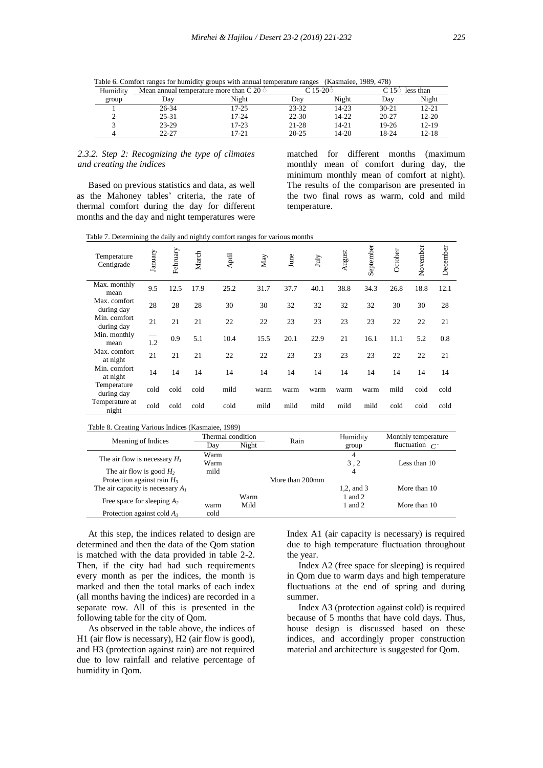Table 6. Comfort ranges for humidity groups with annual temperature ranges (Kasmaiee, 1989, 478)

| Humidity group | Mean annual temperature more than C 20 ̊ | | C 15-20 ̊ | | C 15 ̊ less than | |
|---|---|---|---|---|---|---|
| | Day | Night | Day | Night | Day | Night |
| 1 | 26-34 | 17-25 | 23-32 | 14-23 | 30-21 | 12-21 |
| 2 | 25-31 | 17-24 | 22-30 | 14-22 | 20-27 | 12-20 |
| 3 | 23-29 | 17-23 | 21-28 | 14-21 | 19-26 | 12-19 |
| 4 | 22-27 | 17-21 | 20-25 | 14-20 | 18-24 | 12-18 |

*2.3.2. Step 2: Recognizing the type of climates and creating the indices*

Based on previous statistics and data, as well as the Mahoney tables' criteria, the rate of thermal comfort during the day for different months and the day and night temperatures were matched for different months (maximum monthly mean of comfort during day, the minimum monthly mean of comfort at night). The results of the comparison are presented in the two final rows as warm, cold and mild temperature.

Table 7. Determining the daily and nightly comfort ranges for various months

| Temperature Centigrade | January | February | March | April | May | June | July | August | September | October | November | December |
|---|---|---|---|---|---|---|---|---|---|---|---|---|
| Max. monthly mean | 9.5 | 12.5 | 17.9 | 25.2 | 31.7 | 37.7 | 40.1 | 38.8 | 34.3 | 26.8 | 18.8 | 12.1 |
| Max. comfort during day | 28 | 28 | 28 | 30 | 30 | 32 | 32 | 32 | 32 | 30 | 30 | 28 |
| Min. comfort during day | 21 | 21 | 21 | 22 | 22 | 23 | 23 | 23 | 23 | 22 | 22 | 21 |
| Min. monthly mean | —1.2 | 0.9 | 5.1 | 10.4 | 15.5 | 20.1 | 22.9 | 21 | 16.1 | 11.1 | 5.2 | 0.8 |
| Max. comfort at night | 21 | 21 | 21 | 22 | 22 | 23 | 23 | 23 | 23 | 22 | 22 | 21 |
| Min. comfort at night | 14 | 14 | 14 | 14 | 14 | 14 | 14 | 14 | 14 | 14 | 14 | 14 |
| Temperature during day | cold | cold | cold | mild | warm | warm | warm | warm | warm | mild | cold | cold |
| Temperature at night | cold | cold | cold | cold | mild | mild | mild | mild | mild | cold | cold | cold |

Table 8. Creating Various Indices (Kasmaiee, 1989)

| Meaning of Indices | Thermal condition | | Rain | Humidity group | Monthly temperature fluctuation $C^{\circ}$ |
|---|---|---|---|---|---|
| | Day | Night | | | |
| The air flow is necessary $H_1$ | Warm | | | 4 | |
| | Warm | | | 3 , 2 | Less than 10 |
| The air flow is good $H_2$ | mild | | | 4 | |
| Protection against rain $H_3$ | | | More than 200mm | | |
| The air capacity is necessary $A_1$ | | | | 1,2, and 3 | More than 10 |
| Free space for sleeping $A_2$ | | Warm | | 1 and 2 | |
| | warm | Mild | | 1 and 2 | More than 10 |
| Protection against cold $A_3$ | cold | | | | |

At this step, the indices related to design are determined and then the data of the Qom station is matched with the data provided in table 2-2. Then, if the city had had such requirements every month as per the indices, the month is marked and then the total marks of each index (all months having the indices) are recorded in a separate row. All of this is presented in the following table for the city of Qom.

As observed in the table above, the indices of H1 (air flow is necessary), H2 (air flow is good), and H3 (protection against rain) are not required due to low rainfall and relative percentage of humidity in Qom.

Index A1 (air capacity is necessary) is required due to high temperature fluctuation throughout the year.

Index A2 (free space for sleeping) is required in Qom due to warm days and high temperature fluctuations at the end of spring and during summer.

Index A3 (protection against cold) is required because of 5 months that have cold days. Thus, house design is discussed based on these indices, and accordingly proper construction material and architecture is suggested for Qom.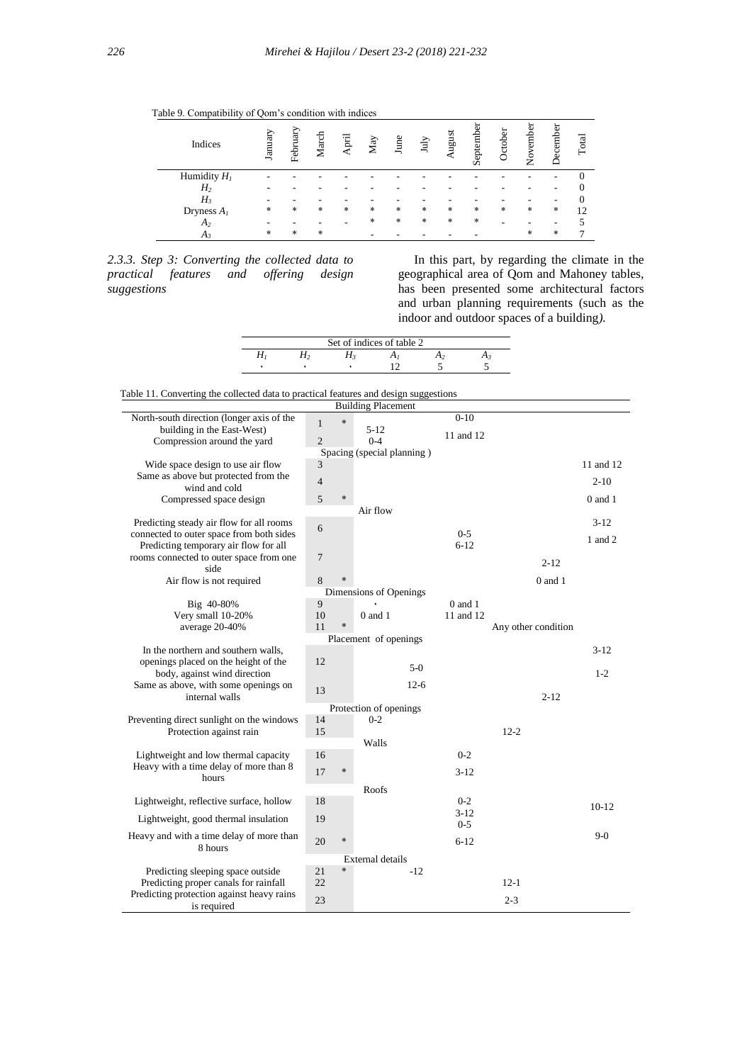Table 9. Compatibility of Qom's condition with indices

| Indices | January | February | March | April | May | June | July | August | September | October | November | December | Total |
|---|---|---|---|---|---|---|---|---|---|---|---|---|---|
| Humidity $H_1$ | - | - | - | - | - | - | - | - | - | - | - | - | 0 |
| $H_2$ | - | - | - | - | - | - | - | - | - | - | - | - | 0 |
| $H_3$ | - | - | - | - | - | - | - | - | - | - | - | - | 0 |
| Dryness $A_1$ | * | * | * | * | * | * | * | * | * | * | * | * | 12 |
| $A_2$ | - | - | - | - | * | * | * | * | * | - | - | - | 5 |
| $A_3$ | * | * | * |  | - | - | - | - | - |  | * | * | 7 |

### 2.3.3. Step 3: Converting the collected data to practical features and offering design suggestions

In this part, by regarding the climate in the geographical area of Qom and Mahoney tables, has been presented some architectural factors and urban planning requirements (such as the indoor and outdoor spaces of a building).

| Set of indices of table 2 | | | | | |
|---|---|---|---|---|---|
| $H_1$ | $H_2$ | $H_3$ | $A_1$ | $A_2$ | $A_3$ |
| ۰ | ۰ | ۰ | 12 | 5 | 5 |

Table 11. Converting the collected data to practical features and design suggestions

| | | | | | | |
|---|---|---|---|---|---|---|
| **Building Placement** | | | | | | |
| North-south direction (longer axis of the building in the East-West) | 1 | * | 5-12 | 0-10 | | |
| Compression around the yard | 2 | | 0-4 | 11 and 12 | | |
| **Spacing (special planning )** | | | | | | |
| Wide space design to use air flow | 3 | | | | | 11 and 12 |
| Same as above but protected from the wind and cold | 4 | | | | | 2-10 |
| Compressed space design | 5 | * | | | | 0 and 1 |
| **Air flow** | | | | | | |
| Predicting steady air flow for all rooms connected to outer space from both sides | 6 | | | 0-5 | | 3-12 |
| Predicting temporary air flow for all rooms connected to outer space from one side | 7 | | | 6-12 | 2-12 | 1 and 2 |
| Air flow is not required | 8 | * | | | 0 and 1 | |
| **Dimensions of Openings** | | | | | | |
| Big 40-80% | 9 | | ۰ | 0 and 1 | | |
| Very small 10-20% | 10 | | 0 and 1 | 11 and 12 | | |
| average 20-40% | 11 | * | | | Any other condition | |
| **Placement of openings** | | | | | | |
| In the northern and southern walls, openings placed on the height of the body, against wind direction | 12 | | 5-0 | | | 3-12 |
| Same as above, with some openings on internal walls | 13 | | 12-6 | | 2-12 | 1-2 |
| **Protection of openings** | | | | | | |
| Preventing direct sunlight on the windows | 14 | | 0-2 | | | |
| Protection against rain | 15 | | | | 12-2 | |
| **Walls** | | | | | | |
| Lightweight and low thermal capacity | 16 | | | 0-2 | | |
| Heavy with a time delay of more than 8 hours | 17 | * | | 3-12 | | |
| **Roofs** | | | | | | |
| Lightweight, reflective surface, hollow | 18 | | | 0-2 | | 10-12 |
| Lightweight, good thermal insulation | 19 | | | 3-12<br>0-5 | | |
| Heavy and with a time delay of more than 8 hours | 20 | * | | 6-12 | | 9-0 |
| **External details** | | | | | | |
| Predicting sleeping space outside | 21 | * | -12 | | | |
| Predicting proper canals for rainfall | 22 | | | | 12-1 | |
| Predicting protection against heavy rains is required | 23 | | | | 2-3 | |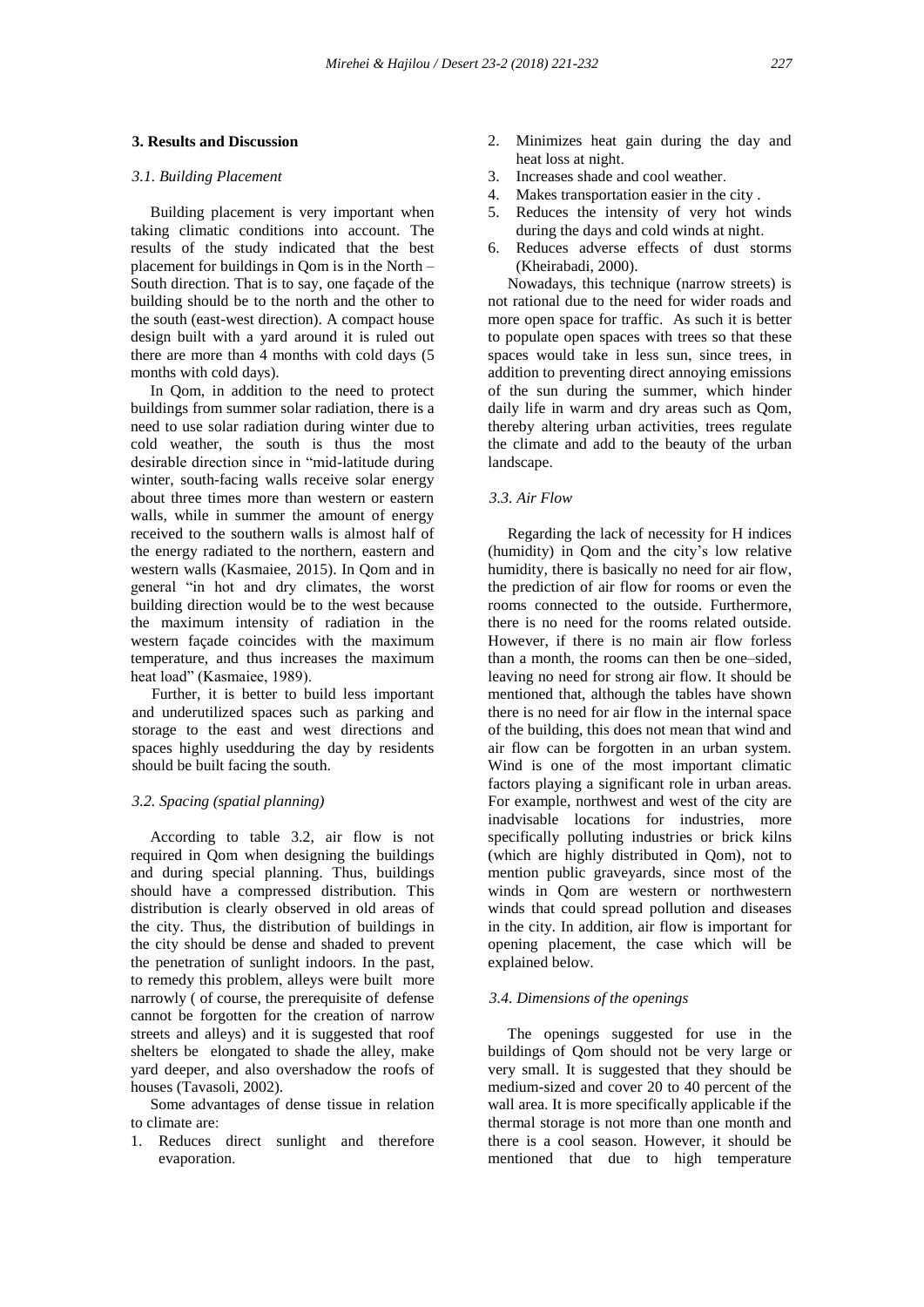## 3. Results and Discussion

### *3.1. Building Placement*

Building placement is very important when taking climatic conditions into account. The results of the study indicated that the best placement for buildings in Qom is in the North – South direction. That is to say, one façade of the building should be to the north and the other to the south (east-west direction). A compact house design built with a yard around it is ruled out there are more than 4 months with cold days (5 months with cold days).

In Qom, in addition to the need to protect buildings from summer solar radiation, there is a need to use solar radiation during winter due to cold weather, the south is thus the most desirable direction since in "mid-latitude during winter, south-facing walls receive solar energy about three times more than western or eastern walls, while in summer the amount of energy received to the southern walls is almost half of the energy radiated to the northern, eastern and western walls (Kasmaiee, 2015). In Qom and in general "in hot and dry climates, the worst building direction would be to the west because the maximum intensity of radiation in the western façade coincides with the maximum temperature, and thus increases the maximum heat load" (Kasmaiee, 1989).

Further, it is better to build less important and underutilized spaces such as parking and storage to the east and west directions and spaces highly usedduring the day by residents should be built facing the south.

### *3.2. Spacing (spatial planning)*

According to table 3.2, air flow is not required in Qom when designing the buildings and during special planning. Thus, buildings should have a compressed distribution. This distribution is clearly observed in old areas of the city. Thus, the distribution of buildings in the city should be dense and shaded to prevent the penetration of sunlight indoors. In the past, to remedy this problem, alleys were built more narrowly ( of course, the prerequisite of defense cannot be forgotten for the creation of narrow streets and alleys) and it is suggested that roof shelters be elongated to shade the alley, make yard deeper, and also overshadow the roofs of houses (Tavasoli, 2002).

Some advantages of dense tissue in relation to climate are:

1. Reduces direct sunlight and therefore evaporation.
2. Minimizes heat gain during the day and heat loss at night.
3. Increases shade and cool weather.
4. Makes transportation easier in the city .
5. Reduces the intensity of very hot winds during the days and cold winds at night.
6. Reduces adverse effects of dust storms (Kheirabadi, 2000).

Nowadays, this technique (narrow streets) is not rational due to the need for wider roads and more open space for traffic. As such it is better to populate open spaces with trees so that these spaces would take in less sun, since trees, in addition to preventing direct annoying emissions of the sun during the summer, which hinder daily life in warm and dry areas such as Qom, thereby altering urban activities, trees regulate the climate and add to the beauty of the urban landscape.

### *3.3. Air Flow*

Regarding the lack of necessity for H indices (humidity) in Qom and the city's low relative humidity, there is basically no need for air flow, the prediction of air flow for rooms or even the rooms connected to the outside. Furthermore, there is no need for the rooms related outside. However, if there is no main air flow forless than a month, the rooms can then be one–sided, leaving no need for strong air flow. It should be mentioned that, although the tables have shown there is no need for air flow in the internal space of the building, this does not mean that wind and air flow can be forgotten in an urban system. Wind is one of the most important climatic factors playing a significant role in urban areas. For example, northwest and west of the city are inadvisable locations for industries, more specifically polluting industries or brick kilns (which are highly distributed in Qom), not to mention public graveyards, since most of the winds in Qom are western or northwestern winds that could spread pollution and diseases in the city. In addition, air flow is important for opening placement, the case which will be explained below.

### *3.4. Dimensions of the openings*

The openings suggested for use in the buildings of Qom should not be very large or very small. It is suggested that they should be medium-sized and cover 20 to 40 percent of the wall area. It is more specifically applicable if the thermal storage is not more than one month and there is a cool season. However, it should be mentioned that due to high temperature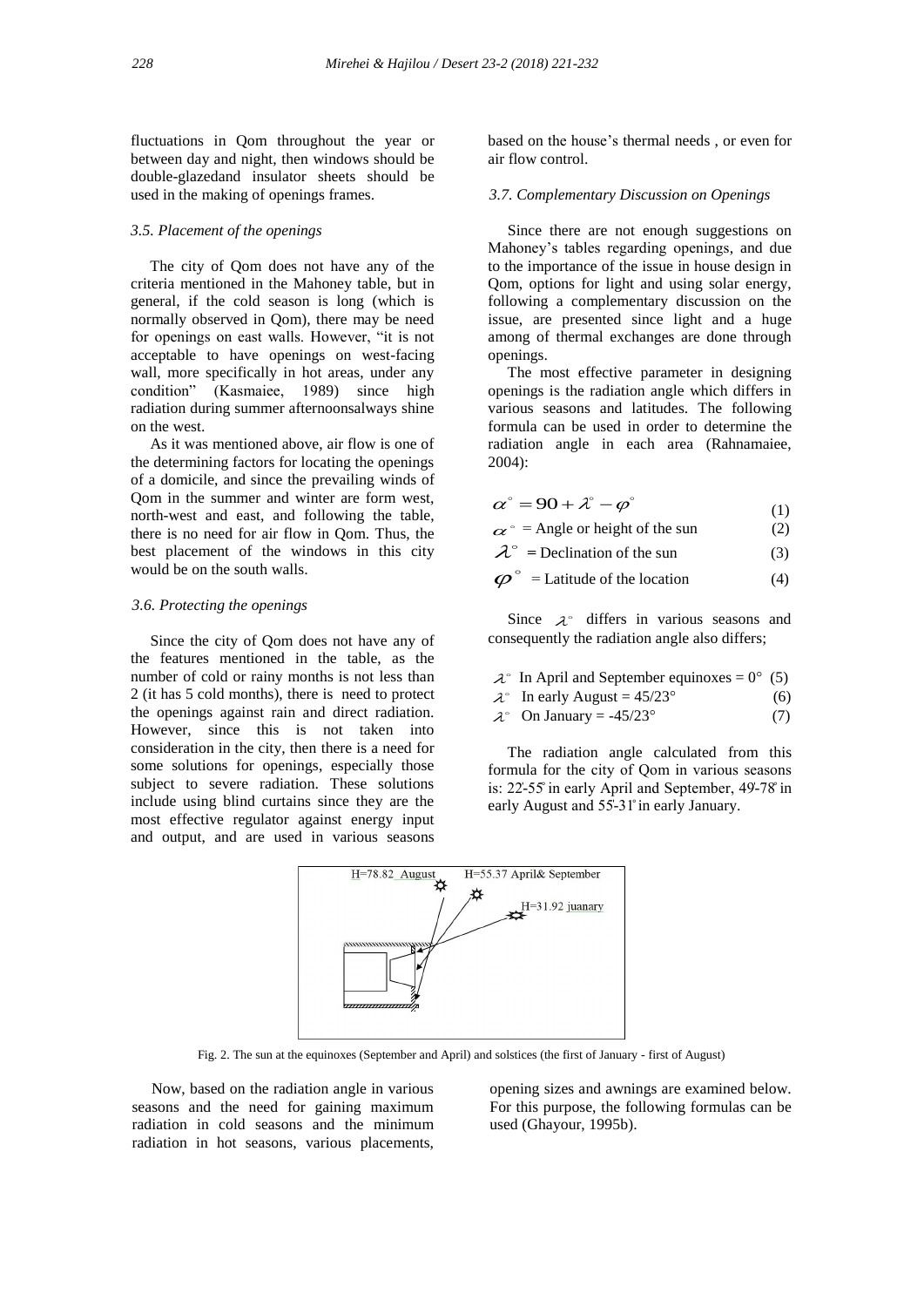fluctuations in Qom throughout the year or between day and night, then windows should be double-glazedand insulator sheets should be used in the making of openings frames.

### 3.5. Placement of the openings

The city of Qom does not have any of the criteria mentioned in the Mahoney table, but in general, if the cold season is long (which is normally observed in Qom), there may be need for openings on east walls. However, "it is not acceptable to have openings on west-facing wall, more specifically in hot areas, under any condition" (Kasmaiee, 1989) since high radiation during summer afternoonsalways shine on the west.

As it was mentioned above, air flow is one of the determining factors for locating the openings of a domicile, and since the prevailing winds of Qom in the summer and winter are form west, north-west and east, and following the table, there is no need for air flow in Qom. Thus, the best placement of the windows in this city would be on the south walls.

### 3.6. Protecting the openings

Since the city of Qom does not have any of the features mentioned in the table, as the number of cold or rainy months is not less than 2 (it has 5 cold months), there is need to protect the openings against rain and direct radiation. However, since this is not taken into consideration in the city, then there is a need for some solutions for openings, especially those subject to severe radiation. These solutions include using blind curtains since they are the most effective regulator against energy input and output, and are used in various seasons based on the house's thermal needs , or even for air flow control.

### 3.7. Complementary Discussion on Openings

Since there are not enough suggestions on Mahoney's tables regarding openings, and due to the importance of the issue in house design in Qom, options for light and using solar energy, following a complementary discussion on the issue, are presented since light and a huge among of thermal exchanges are done through openings.

The most effective parameter in designing openings is the radiation angle which differs in various seasons and latitudes. The following formula can be used in order to determine the radiation angle in each area (Rahnamaiee, 2004):

$$\alpha^\circ = 90 + \lambda^\circ - \varphi^\circ \quad (1)$$

$\alpha^\circ$ = Angle or height of the sun (2)

$\lambda^\circ$ = Declination of the sun (3)

$\varphi^\circ$ = Latitude of the location (4)

Since $\lambda^\circ$ differs in various seasons and consequently the radiation angle also differs;

$\lambda^\circ$ In April and September equinoxes = 0° (5)

$\lambda^\circ$ In early August = 45/23° (6)

$\lambda^\circ$ On January = -45/23° (7)

The radiation angle calculated from this formula for the city of Qom in various seasons is: 22'-55° in early April and September, 49'-78° in early August and 55'-31° in early January.

Fig. 2. The sun at the equinoxes (September and April) and solstices (the first of January - first of August)

Now, based on the radiation angle in various seasons and the need for gaining maximum radiation in cold seasons and the minimum radiation in hot seasons, various placements, opening sizes and awnings are examined below. For this purpose, the following formulas can be used (Ghayour, 1995b).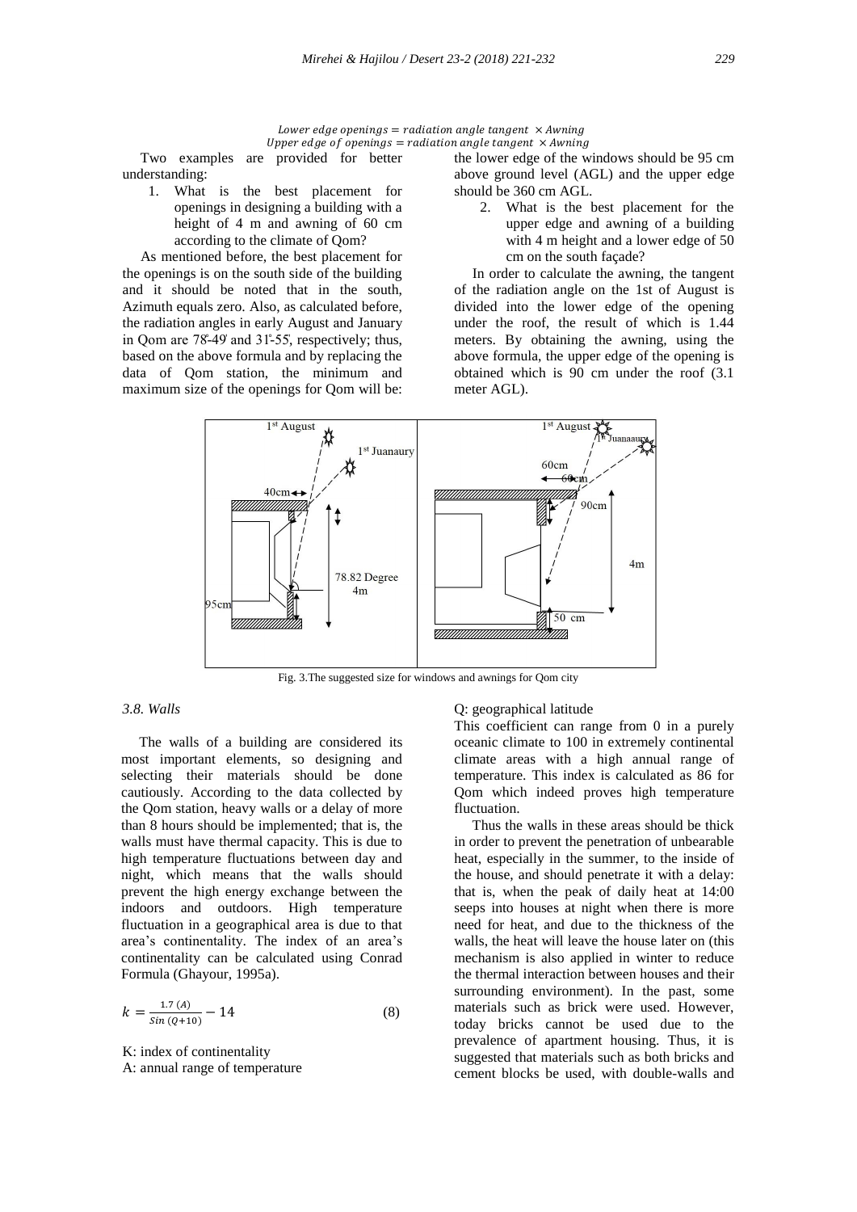$$Lower\ edge\ openings = radiation\ angle\ tangent\ \times Awning$$
$$Upper\ edge\ of\ openings = radiation\ angle\ tangent\ \times Awning$$

Two examples are provided for better understanding:

1. What is the best placement for openings in designing a building with a height of 4 m and awning of 60 cm according to the climate of Qom?

As mentioned before, the best placement for the openings is on the south side of the building and it should be noted that in the south, Azimuth equals zero. Also, as calculated before, the radiation angles in early August and January in Qom are 78°-49' and 31°-55', respectively; thus, based on the above formula and by replacing the data of Qom station, the minimum and maximum size of the openings for Qom will be: the lower edge of the windows should be 95 cm above ground level (AGL) and the upper edge should be 360 cm AGL.

2. What is the best placement for the upper edge and awning of a building with 4 m height and a lower edge of 50 cm on the south façade?

In order to calculate the awning, the tangent of the radiation angle on the 1st of August is divided into the lower edge of the opening under the roof, the result of which is 1.44 meters. By obtaining the awning, using the above formula, the upper edge of the opening is obtained which is 90 cm under the roof (3.1 meter AGL).

Fig. 3.The suggested size for windows and awnings for Qom city

### 3.8. Walls

The walls of a building are considered its most important elements, so designing and selecting their materials should be done cautiously. According to the data collected by the Qom station, heavy walls or a delay of more than 8 hours should be implemented; that is, the walls must have thermal capacity. This is due to high temperature fluctuations between day and night, which means that the walls should prevent the high energy exchange between the indoors and outdoors. High temperature fluctuation in a geographical area is due to that area's continentality. The index of an area's continentality can be calculated using Conrad Formula (Ghayour, 1995a).

$$k = \frac{1.7\,(A)}{Sin\,(Q+10)} - 14 \qquad (8)$$

K: index of continentality

A: annual range of temperature

Q: geographical latitude

This coefficient can range from 0 in a purely oceanic climate to 100 in extremely continental climate areas with a high annual range of temperature. This index is calculated as 86 for Qom which indeed proves high temperature fluctuation.

Thus the walls in these areas should be thick in order to prevent the penetration of unbearable heat, especially in the summer, to the inside of the house, and should penetrate it with a delay: that is, when the peak of daily heat at 14:00 seeps into houses at night when there is more need for heat, and due to the thickness of the walls, the heat will leave the house later on (this mechanism is also applied in winter to reduce the thermal interaction between houses and their surrounding environment). In the past, some materials such as brick were used. However, today bricks cannot be used due to the prevalence of apartment housing. Thus, it is suggested that materials such as both bricks and cement blocks be used, with double-walls and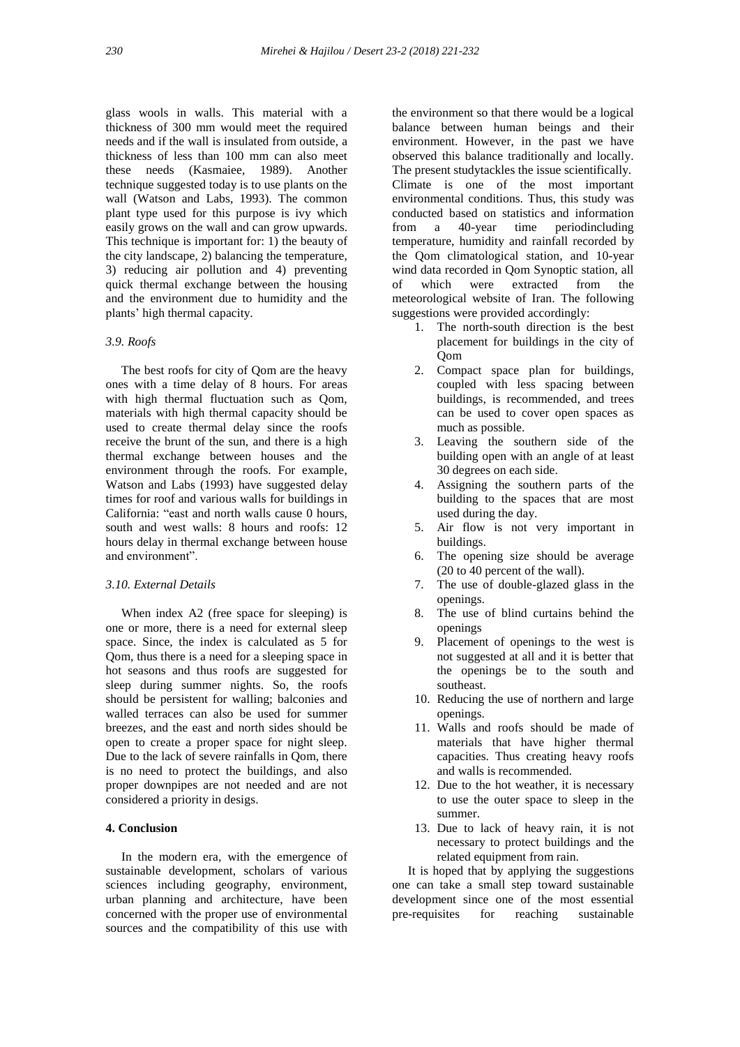glass wools in walls. This material with a thickness of 300 mm would meet the required needs and if the wall is insulated from outside, a thickness of less than 100 mm can also meet these needs (Kasmaiee, 1989). Another technique suggested today is to use plants on the wall (Watson and Labs, 1993). The common plant type used for this purpose is ivy which easily grows on the wall and can grow upwards. This technique is important for: 1) the beauty of the city landscape, 2) balancing the temperature, 3) reducing air pollution and 4) preventing quick thermal exchange between the housing and the environment due to humidity and the plants' high thermal capacity.

### *3.9. Roofs*

The best roofs for city of Qom are the heavy ones with a time delay of 8 hours. For areas with high thermal fluctuation such as Qom, materials with high thermal capacity should be used to create thermal delay since the roofs receive the brunt of the sun, and there is a high thermal exchange between houses and the environment through the roofs. For example, Watson and Labs (1993) have suggested delay times for roof and various walls for buildings in California: "east and north walls cause 0 hours, south and west walls: 8 hours and roofs: 12 hours delay in thermal exchange between house and environment".

### *3.10. External Details*

When index A2 (free space for sleeping) is one or more, there is a need for external sleep space. Since, the index is calculated as 5 for Qom, thus there is a need for a sleeping space in hot seasons and thus roofs are suggested for sleep during summer nights. So, the roofs should be persistent for walling; balconies and walled terraces can also be used for summer breezes, and the east and north sides should be open to create a proper space for night sleep. Due to the lack of severe rainfalls in Qom, there is no need to protect the buildings, and also proper downpipes are not needed and are not considered a priority in desigs.

## **4. Conclusion**

In the modern era, with the emergence of sustainable development, scholars of various sciences including geography, environment, urban planning and architecture, have been concerned with the proper use of environmental sources and the compatibility of this use with the environment so that there would be a logical balance between human beings and their environment. However, in the past we have observed this balance traditionally and locally. The present studytackles the issue scientifically. Climate is one of the most important environmental conditions. Thus, this study was conducted based on statistics and information from a 40-year time periodincluding temperature, humidity and rainfall recorded by the Qom climatological station, and 10-year wind data recorded in Qom Synoptic station, all of which were extracted from the meteorological website of Iran. The following suggestions were provided accordingly:

1. The north-south direction is the best placement for buildings in the city of Qom
2. Compact space plan for buildings, coupled with less spacing between buildings, is recommended, and trees can be used to cover open spaces as much as possible.
3. Leaving the southern side of the building open with an angle of at least 30 degrees on each side.
4. Assigning the southern parts of the building to the spaces that are most used during the day.
5. Air flow is not very important in buildings.
6. The opening size should be average (20 to 40 percent of the wall).
7. The use of double-glazed glass in the openings.
8. The use of blind curtains behind the openings
9. Placement of openings to the west is not suggested at all and it is better that the openings be to the south and southeast.
10. Reducing the use of northern and large openings.
11. Walls and roofs should be made of materials that have higher thermal capacities. Thus creating heavy roofs and walls is recommended.
12. Due to the hot weather, it is necessary to use the outer space to sleep in the summer.
13. Due to lack of heavy rain, it is not necessary to protect buildings and the related equipment from rain.

It is hoped that by applying the suggestions one can take a small step toward sustainable development since one of the most essential pre-requisites for reaching sustainable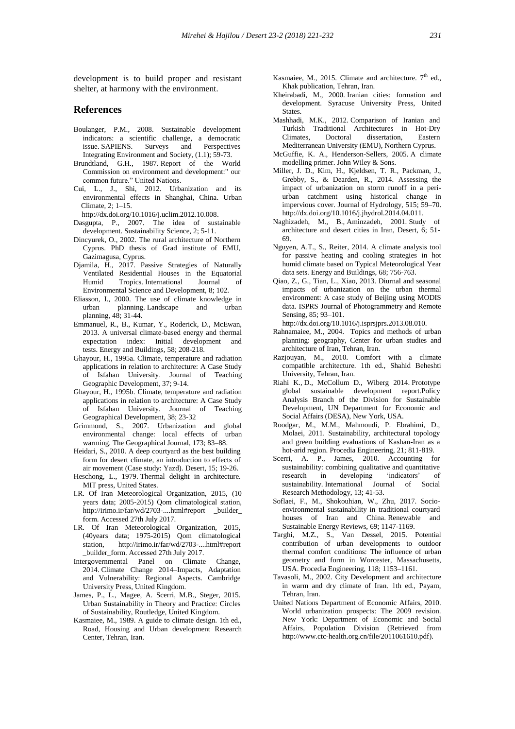development is to build proper and resistant shelter, at harmony with the environment.

## References

Boulanger, P.M., 2008. Sustainable development indicators: a scientific challenge, a democratic issue. SAPIENS. Surveys and Perspectives Integrating Environment and Society, (1.1); 59-73.

Brundtland, G.H., 1987. Report of the World Commission on environment and development:" our common future." United Nations.

Cui, L., J., Shi, 2012. Urbanization and its environmental effects in Shanghai, China. Urban Climate, 2; 1–15. http://dx.doi.org/10.1016/j.uclim.2012.10.008.

Dasgupta, P., 2007. The idea of sustainable development. Sustainability Science, 2; 5-11.

Dincyurek, O., 2002. The rural architecture of Northern Cyprus. PhD thesis of Grad institute of EMU, Gazimagusa, Cyprus.

Djamila, H., 2017. Passive Strategies of Naturally Ventilated Residential Houses in the Equatorial Humid Tropics. International Journal of Environmental Science and Development, 8; 102.

Eliasson, I., 2000. The use of climate knowledge in urban planning. Landscape and urban planning, 48; 31-44.

Emmanuel, R., B., Kumar, Y., Roderick, D., McEwan, 2013. A universal climate-based energy and thermal expectation index: Initial development and tests. Energy and Buildings, 58; 208-218.

Ghayour, H., 1995a. Climate, temperature and radiation applications in relation to architecture: A Case Study of Isfahan University. Journal of Teaching Geographic Development, 37; 9-14.

Ghayour, H., 1995b. Climate, temperature and radiation applications in relation to architecture: A Case Study of Isfahan University. Journal of Teaching Geographical Development, 38; 23-32

Grimmond, S., 2007. Urbanization and global environmental change: local effects of urban warming. The Geographical Journal, 173; 83–88.

Heidari, S., 2010. A deep courtyard as the best building form for desert climate, an introduction to effects of air movement (Case study: Yazd). Desert, 15; 19-26.

Heschong, L., 1979. Thermal delight in architecture. MIT press, United States.

I.R. Of Iran Meteorological Organization, 2015, (10 years data; 2005-2015) Qom climatological station, http://irimo.ir/far/wd/2703-....html#report _builder_form. Accessed 27th July 2017.

I.R. Of Iran Meteorological Organization, 2015, (40years data; 1975-2015) Qom climatological station, http://irimo.ir/far/wd/2703-....html#report _builder_form. Accessed 27th July 2017.

Intergovernmental Panel on Climate Change, 2014. Climate Change 2014–Impacts, Adaptation and Vulnerability: Regional Aspects. Cambridge University Press, United Kingdom.

James, P., L., Magee, A. Scerri, M.B., Steger, 2015. Urban Sustainability in Theory and Practice: Circles of Sustainability, Routledge, United Kingdom.

Kasmaiee, M., 1989. A guide to climate design. 1th ed., Road, Housing and Urban development Research Center, Tehran, Iran.

Kasmaiee, M., 2015. Climate and architecture. 7th ed., Khak publication, Tehran, Iran.

Kheirabadi, M., 2000. Iranian cities: formation and development. Syracuse University Press, United States.

Mashhadi, M.K., 2012. Comparison of Iranian and Turkish Traditional Architectures in Hot-Dry Climates, Doctoral dissertation, Eastern Mediterranean University (EMU), Northern Cyprus.

McGuffie, K. A., Henderson-Sellers, 2005. A climate modelling primer. John Wiley & Sons.

Miller, J. D., Kim, H., Kjeldsen, T. R., Packman, J., Grebby, S., & Dearden, R., 2014. Assessing the impact of urbanization on storm runoff in a peri-urban catchment using historical change in impervious cover. Journal of Hydrology, 515; 59–70. http://dx.doi.org/10.1016/j.jhydrol.2014.04.011.

Naghizadeh, M., B., Aminzadeh, 2001. Study of architecture and desert cities in Iran, Desert, 6; 51-69.

Nguyen, A.T., S., Reiter, 2014. A climate analysis tool for passive heating and cooling strategies in hot humid climate based on Typical Meteorological Year data sets. Energy and Buildings, 68; 756-763.

Qiao, Z., G., Tian, L., Xiao, 2013. Diurnal and seasonal impacts of urbanization on the urban thermal environment: A case study of Beijing using MODIS data. ISPRS Journal of Photogrammetry and Remote Sensing, 85; 93–101. http://dx.doi.org/10.1016/j.isprsjprs.2013.08.010.

Rahnamaiee, M., 2004. Topics and methods of urban planning: geography, Center for urban studies and architecture of Iran, Tehran, Iran.

Razjouyan, M., 2010. Comfort with a climate compatible architecture. 1th ed., Shahid Beheshti University, Tehran, Iran.

Riahi K., D., McCollum D., Wiberg 2014. Prototype global sustainable development report.Policy Analysis Branch of the Division for Sustainable Development, UN Department for Economic and Social Affairs (DESA), New York, USA.

Roodgar, M., M.M., Mahmoudi, P. Ebrahimi, D., Molaei, 2011. Sustainability, architectural topology and green building evaluations of Kashan-Iran as a hot-arid region. Procedia Engineering, 21; 811-819.

Scerri, A. P., James, 2010. Accounting for sustainability: combining qualitative and quantitative research in developing 'indicators' of sustainability. International Journal of Social Research Methodology, 13; 41-53.

Soflaei, F., M., Shokouhian, W., Zhu, 2017. Socio-environmental sustainability in traditional courtyard houses of Iran and China. Renewable and Sustainable Energy Reviews, 69; 1147-1169.

Targhi, M.Z., S., Van Dessel, 2015. Potential contribution of urban developments to outdoor thermal comfort conditions: The influence of urban geometry and form in Worcester, Massachusetts, USA. Procedia Engineering, 118; 1153–1161.

Tavasoli, M., 2002. City Development and architecture in warm and dry climate of Iran. 1th ed., Payam, Tehran, Iran.

United Nations Department of Economic Affairs, 2010. World urbanization prospects: The 2009 revision. New York: Department of Economic and Social Affairs, Population Division (Retrieved from http://www.ctc-health.org.cn/file/2011061610.pdf).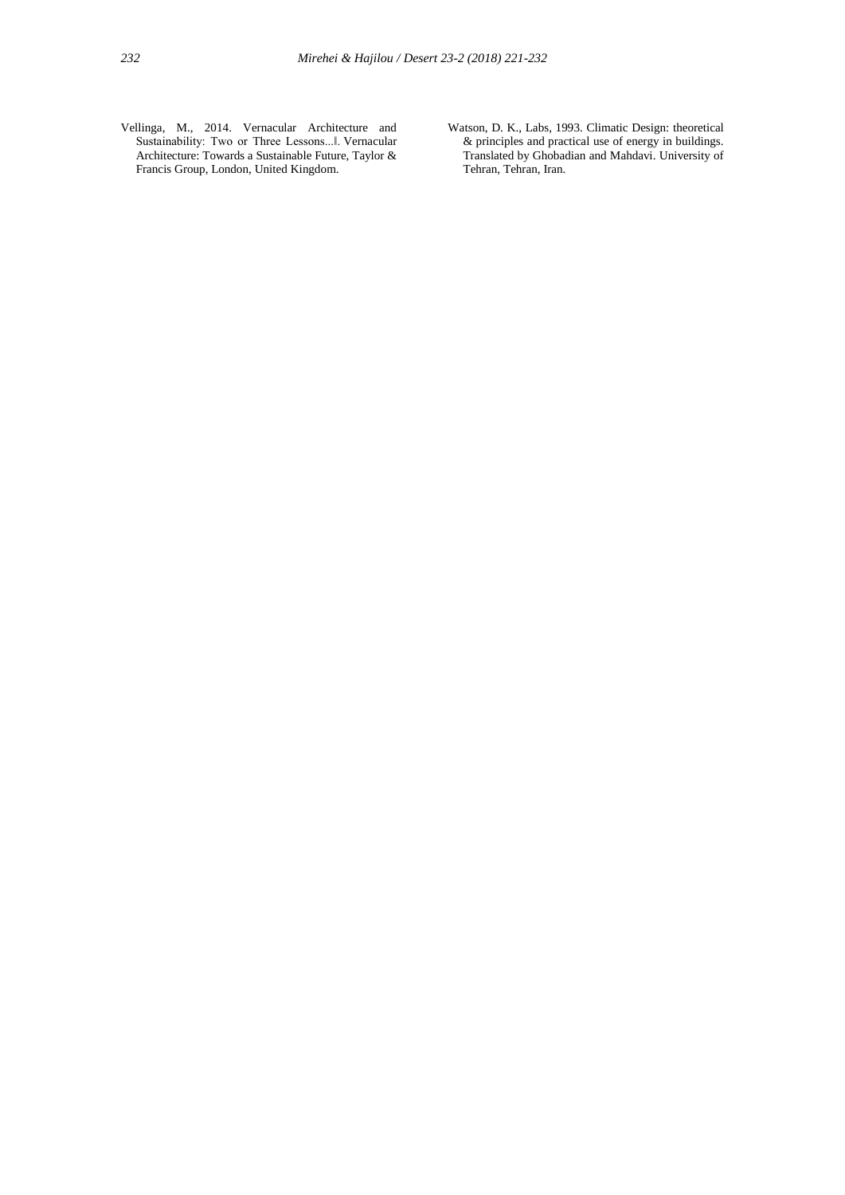Vellinga, M., 2014. Vernacular Architecture and Sustainability: Two or Three Lessons...‖. Vernacular Architecture: Towards a Sustainable Future, Taylor & Francis Group, London, United Kingdom.

Watson, D. K., Labs, 1993. Climatic Design: theoretical & principles and practical use of energy in buildings. Translated by Ghobadian and Mahdavi. University of Tehran, Tehran, Iran.